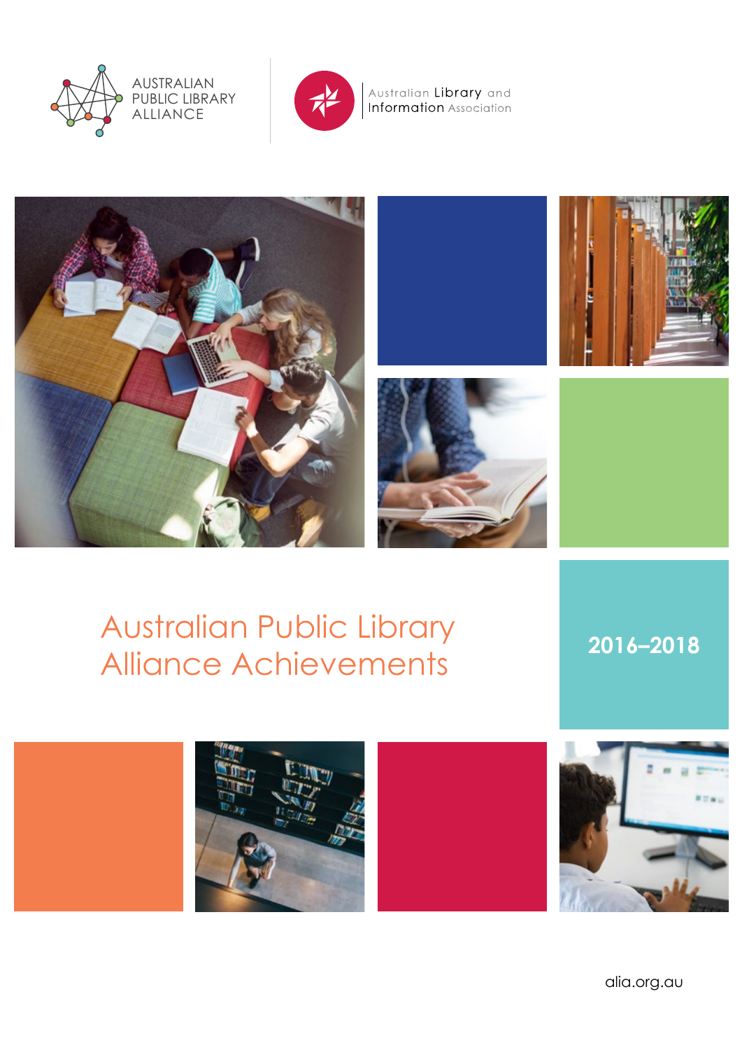AUSTRALIAN PUBLIC LIBRARY ALLIANCE

Australian Library and Information Association

# Australian Public Library Alliance Achievements

## 2016–2018

alia.org.au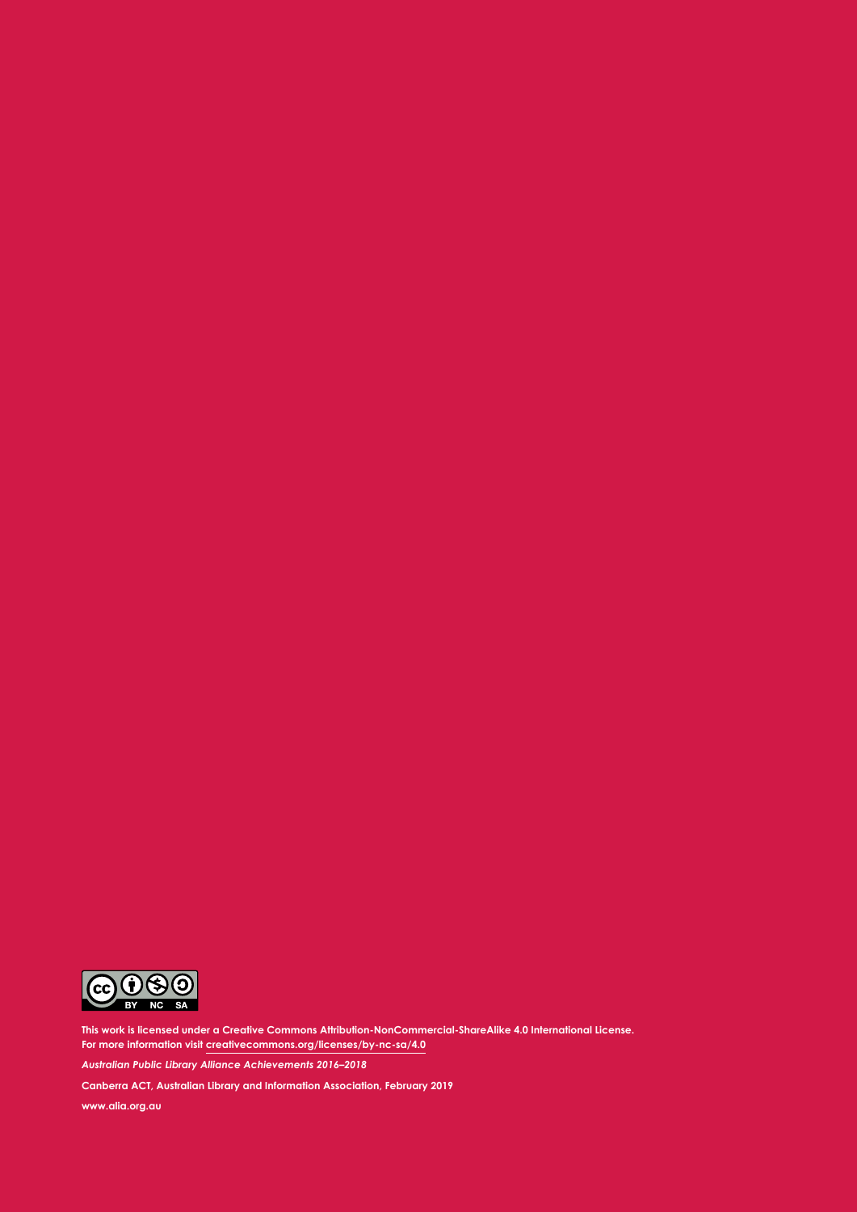This work is licensed under a Creative Commons Attribution-NonCommercial-ShareAlike 4.0 International License.
For more information visit creativecommons.org/licenses/by-nc-sa/4.0

*Australian Public Library Alliance Achievements 2016–2018*

Canberra ACT, Australian Library and Information Association, February 2019

www.alia.org.au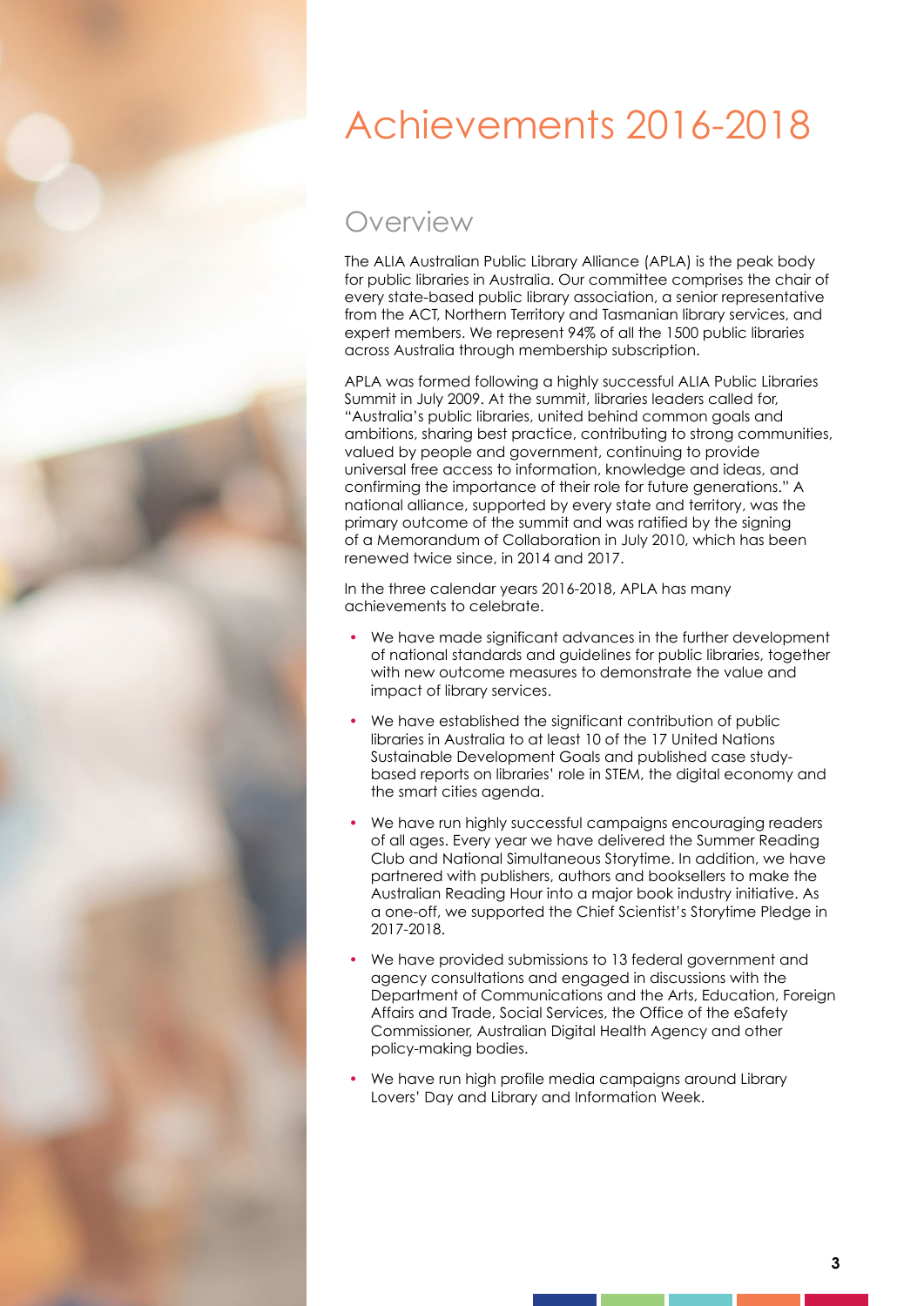# Achievements 2016-2018

## Overview

The ALIA Australian Public Library Alliance (APLA) is the peak body for public libraries in Australia. Our committee comprises the chair of every state-based public library association, a senior representative from the ACT, Northern Territory and Tasmanian library services, and expert members. We represent 94% of all the 1500 public libraries across Australia through membership subscription.

APLA was formed following a highly successful ALIA Public Libraries Summit in July 2009. At the summit, libraries leaders called for, "Australia's public libraries, united behind common goals and ambitions, sharing best practice, contributing to strong communities, valued by people and government, continuing to provide universal free access to information, knowledge and ideas, and confirming the importance of their role for future generations." A national alliance, supported by every state and territory, was the primary outcome of the summit and was ratified by the signing of a Memorandum of Collaboration in July 2010, which has been renewed twice since, in 2014 and 2017.

In the three calendar years 2016-2018, APLA has many achievements to celebrate.

- We have made significant advances in the further development of national standards and guidelines for public libraries, together with new outcome measures to demonstrate the value and impact of library services.
- We have established the significant contribution of public libraries in Australia to at least 10 of the 17 United Nations Sustainable Development Goals and published case study-based reports on libraries' role in STEM, the digital economy and the smart cities agenda.
- We have run highly successful campaigns encouraging readers of all ages. Every year we have delivered the Summer Reading Club and National Simultaneous Storytime. In addition, we have partnered with publishers, authors and booksellers to make the Australian Reading Hour into a major book industry initiative. As a one-off, we supported the Chief Scientist's Storytime Pledge in 2017-2018.
- We have provided submissions to 13 federal government and agency consultations and engaged in discussions with the Department of Communications and the Arts, Education, Foreign Affairs and Trade, Social Services, the Office of the eSafety Commissioner, Australian Digital Health Agency and other policy-making bodies.
- We have run high profile media campaigns around Library Lovers' Day and Library and Information Week.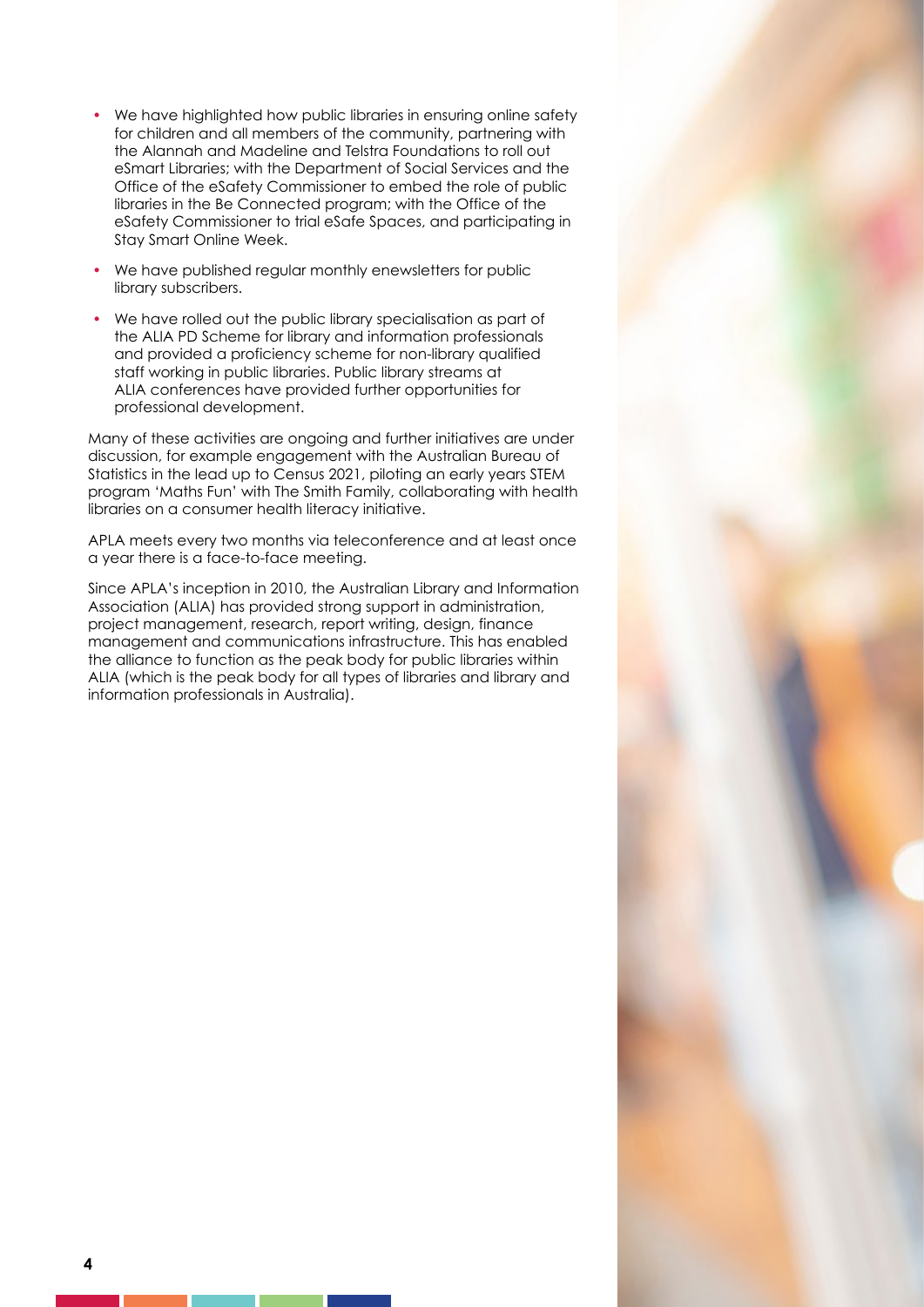- We have highlighted how public libraries in ensuring online safety for children and all members of the community, partnering with the Alannah and Madeline and Telstra Foundations to roll out eSmart Libraries; with the Department of Social Services and the Office of the eSafety Commissioner to embed the role of public libraries in the Be Connected program; with the Office of the eSafety Commissioner to trial eSafe Spaces, and participating in Stay Smart Online Week.
- We have published regular monthly enewsletters for public library subscribers.
- We have rolled out the public library specialisation as part of the ALIA PD Scheme for library and information professionals and provided a proficiency scheme for non-library qualified staff working in public libraries. Public library streams at ALIA conferences have provided further opportunities for professional development.

Many of these activities are ongoing and further initiatives are under discussion, for example engagement with the Australian Bureau of Statistics in the lead up to Census 2021, piloting an early years STEM program 'Maths Fun' with The Smith Family, collaborating with health libraries on a consumer health literacy initiative.

APLA meets every two months via teleconference and at least once a year there is a face-to-face meeting.

Since APLA's inception in 2010, the Australian Library and Information Association (ALIA) has provided strong support in administration, project management, research, report writing, design, finance management and communications infrastructure. This has enabled the alliance to function as the peak body for public libraries within ALIA (which is the peak body for all types of libraries and library and information professionals in Australia).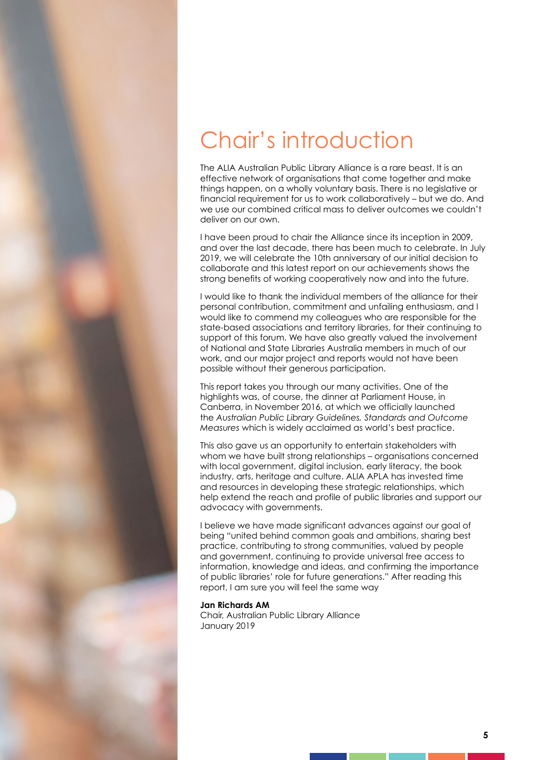# Chair's introduction

The ALIA Australian Public Library Alliance is a rare beast. It is an effective network of organisations that come together and make things happen, on a wholly voluntary basis. There is no legislative or financial requirement for us to work collaboratively – but we do. And we use our combined critical mass to deliver outcomes we couldn't deliver on our own.

I have been proud to chair the Alliance since its inception in 2009, and over the last decade, there has been much to celebrate. In July 2019, we will celebrate the 10th anniversary of our initial decision to collaborate and this latest report on our achievements shows the strong benefits of working cooperatively now and into the future.

I would like to thank the individual members of the alliance for their personal contribution, commitment and unfailing enthusiasm, and I would like to commend my colleagues who are responsible for the state-based associations and territory libraries, for their continuing to support of this forum. We have also greatly valued the involvement of National and State Libraries Australia members in much of our work, and our major project and reports would not have been possible without their generous participation.

This report takes you through our many activities. One of the highlights was, of course, the dinner at Parliament House, in Canberra, in November 2016, at which we officially launched the *Australian Public Library Guidelines, Standards and Outcome Measures* which is widely acclaimed as world's best practice.

This also gave us an opportunity to entertain stakeholders with whom we have built strong relationships – organisations concerned with local government, digital inclusion, early literacy, the book industry, arts, heritage and culture. ALIA APLA has invested time and resources in developing these strategic relationships, which help extend the reach and profile of public libraries and support our advocacy with governments.

I believe we have made significant advances against our goal of being "united behind common goals and ambitions, sharing best practice, contributing to strong communities, valued by people and government, continuing to provide universal free access to information, knowledge and ideas, and confirming the importance of public libraries' role for future generations." After reading this report, I am sure you will feel the same way

**Jan Richards AM**
Chair, Australian Public Library Alliance
January 2019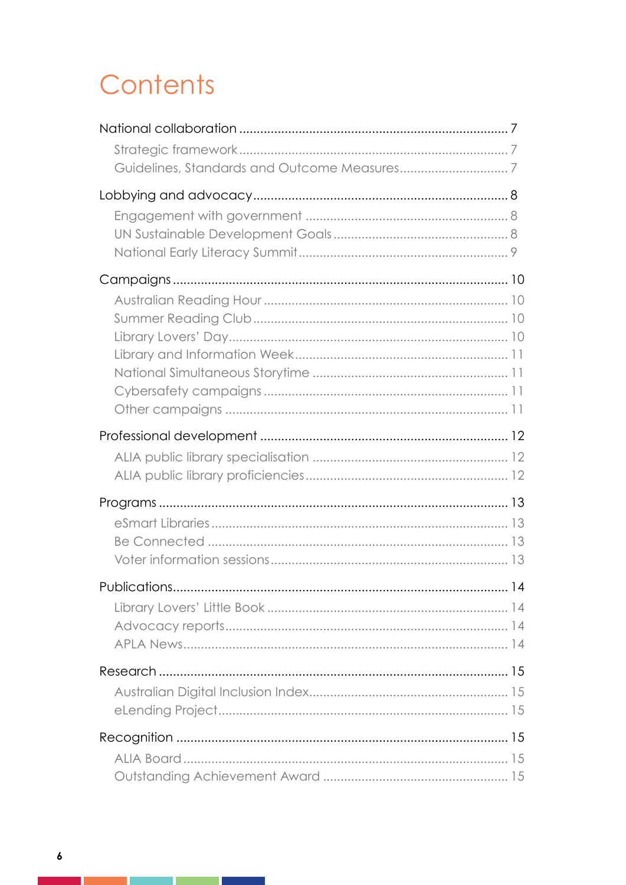# Contents

National collaboration ........................................................................ 7

- Strategic framework ........................................................................ 7
- Guidelines, Standards and Outcome Measures ............................... 7

Lobbying and advocacy ...................................................................... 8

- Engagement with government ......................................................... 8
- UN Sustainable Development Goals ................................................. 8
- National Early Literacy Summit ........................................................ 9

Campaigns ......................................................................................... 10

- Australian Reading Hour ................................................................. 10
- Summer Reading Club .................................................................... 10
- Library Lovers' Day ......................................................................... 10
- Library and Information Week ......................................................... 11
- National Simultaneous Storytime .................................................... 11
- Cybersafety campaigns .................................................................. 11
- Other campaigns ............................................................................ 11

Professional development ................................................................. 12

- ALIA public library specialisation .................................................... 12
- ALIA public library proficiencies ..................................................... 12

Programs ........................................................................................... 13

- eSmart Libraries ............................................................................. 13
- Be Connected ................................................................................. 13
- Voter information sessions .............................................................. 13

Publications ........................................................................................ 14

- Library Lovers' Little Book ............................................................... 14
- Advocacy reports ............................................................................ 14
- APLA News ..................................................................................... 14

Research ............................................................................................ 15

- Australian Digital Inclusion Index ..................................................... 15
- eLending Project ............................................................................. 15

Recognition ........................................................................................ 15

- ALIA Board ..................................................................................... 15
- Outstanding Achievement Award .................................................... 15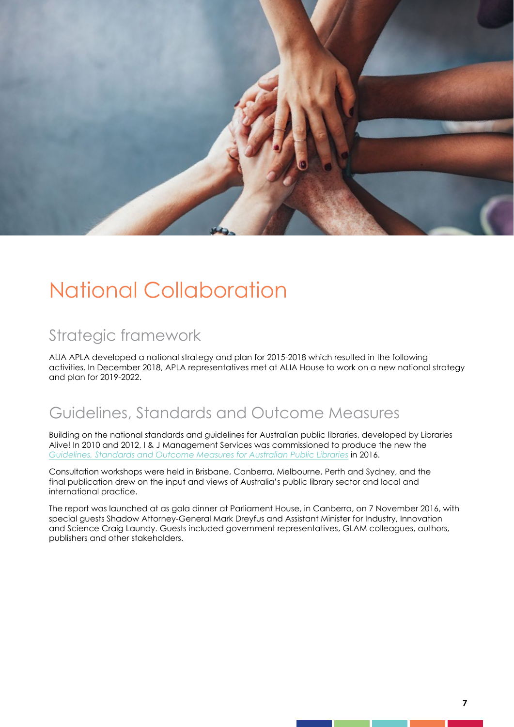# National Collaboration

## Strategic framework

ALIA APLA developed a national strategy and plan for 2015-2018 which resulted in the following activities. In December 2018, APLA representatives met at ALIA House to work on a new national strategy and plan for 2019-2022.

## Guidelines, Standards and Outcome Measures

Building on the national standards and guidelines for Australian public libraries, developed by Libraries Alive! In 2010 and 2012, I & J Management Services was commissioned to produce the new the *Guidelines, Standards and Outcome Measures for Australian Public Libraries* in 2016.

Consultation workshops were held in Brisbane, Canberra, Melbourne, Perth and Sydney, and the final publication drew on the input and views of Australia's public library sector and local and international practice.

The report was launched at as gala dinner at Parliament House, in Canberra, on 7 November 2016, with special guests Shadow Attorney-General Mark Dreyfus and Assistant Minister for Industry, Innovation and Science Craig Laundy. Guests included government representatives, GLAM colleagues, authors, publishers and other stakeholders.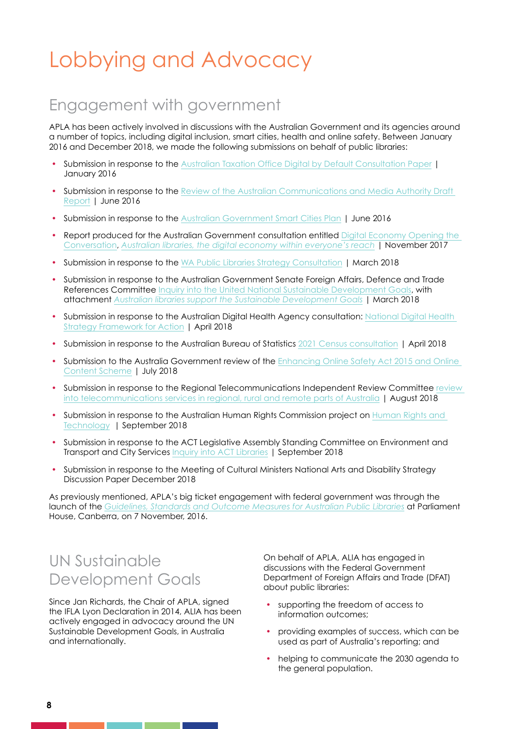# Lobbying and Advocacy

## Engagement with government

APLA has been actively involved in discussions with the Australian Government and its agencies around a number of topics, including digital inclusion, smart cities, health and online safety. Between January 2016 and December 2018, we made the following submissions on behalf of public libraries:

- Submission in response to the Australian Taxation Office Digital by Default Consultation Paper | January 2016
- Submission in response to the Review of the Australian Communications and Media Authority Draft Report | June 2016
- Submission in response to the Australian Government Smart Cities Plan | June 2016
- Report produced for the Australian Government consultation entitled Digital Economy Opening the Conversation, *Australian libraries, the digital economy within everyone's reach* | November 2017
- Submission in response to the WA Public Libraries Strategy Consultation | March 2018
- Submission in response to the Australian Government Senate Foreign Affairs, Defence and Trade References Committee Inquiry into the United National Sustainable Development Goals, with attachment *Australian libraries support the Sustainable Development Goals* | March 2018
- Submission in response to the Australian Digital Health Agency consultation: National Digital Health Strategy Framework for Action | April 2018
- Submission in response to the Australian Bureau of Statistics 2021 Census consultation | April 2018
- Submission to the Australia Government review of the Enhancing Online Safety Act 2015 and Online Content Scheme | July 2018
- Submission in response to the Regional Telecommunications Independent Review Committee review into telecommunications services in regional, rural and remote parts of Australia | August 2018
- Submission in response to the Australian Human Rights Commission project on Human Rights and Technology | September 2018
- Submission in response to the ACT Legislative Assembly Standing Committee on Environment and Transport and City Services Inquiry into ACT Libraries | September 2018
- Submission in response to the Meeting of Cultural Ministers National Arts and Disability Strategy Discussion Paper December 2018

As previously mentioned, APLA's big ticket engagement with federal government was through the launch of the *Guidelines, Standards and Outcome Measures for Australian Public Libraries* at Parliament House, Canberra, on 7 November, 2016.

## UN Sustainable Development Goals

Since Jan Richards, the Chair of APLA, signed the IFLA Lyon Declaration in 2014, ALIA has been actively engaged in advocacy around the UN Sustainable Development Goals, in Australia and internationally.

On behalf of APLA, ALIA has engaged in discussions with the Federal Government Department of Foreign Affairs and Trade (DFAT) about public libraries:

- supporting the freedom of access to information outcomes;
- providing examples of success, which can be used as part of Australia's reporting; and
- helping to communicate the 2030 agenda to the general population.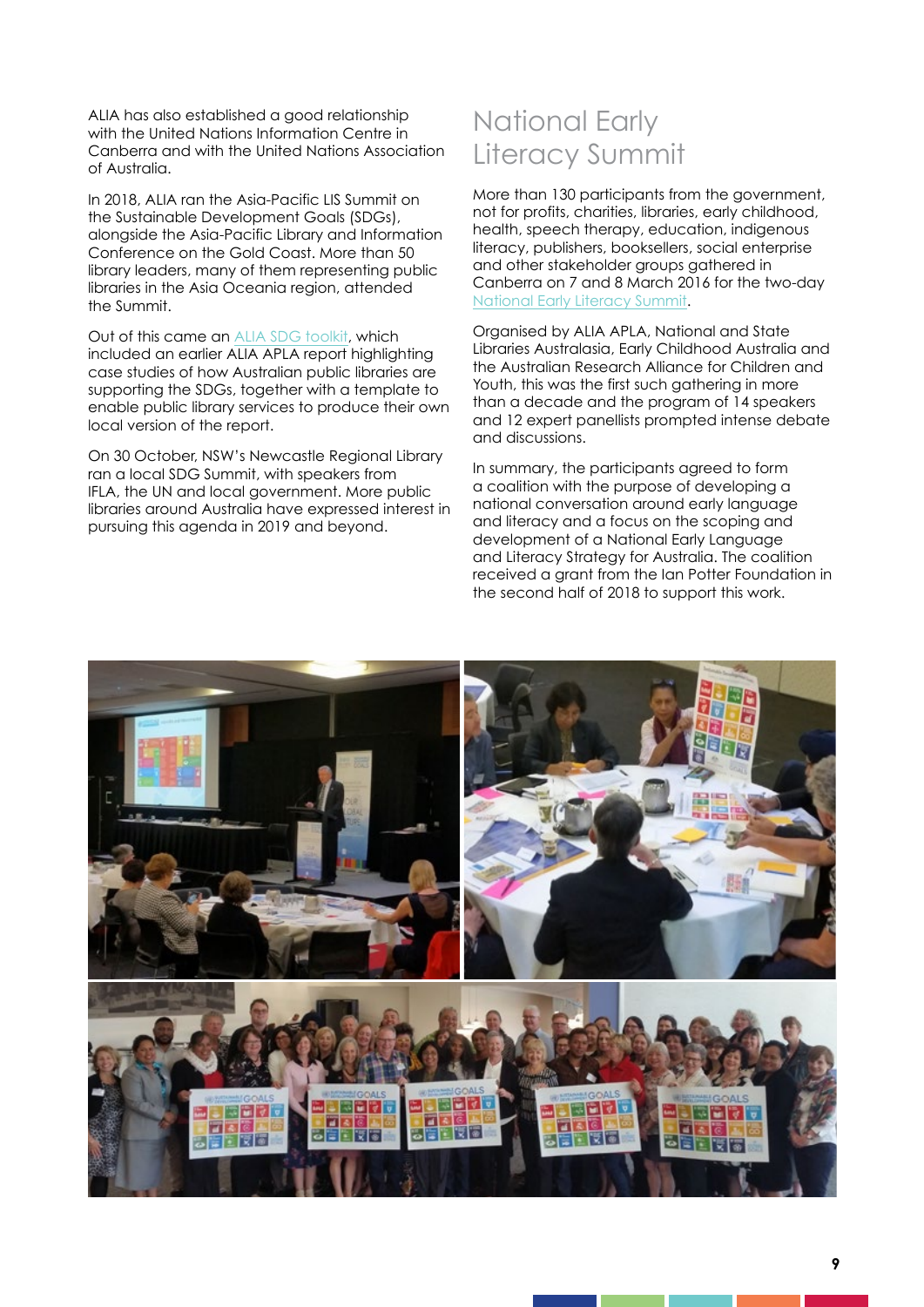ALIA has also established a good relationship with the United Nations Information Centre in Canberra and with the United Nations Association of Australia.

In 2018, ALIA ran the Asia-Pacific LIS Summit on the Sustainable Development Goals (SDGs), alongside the Asia-Pacific Library and Information Conference on the Gold Coast. More than 50 library leaders, many of them representing public libraries in the Asia Oceania region, attended the Summit.

Out of this came an ALIA SDG toolkit, which included an earlier ALIA APLA report highlighting case studies of how Australian public libraries are supporting the SDGs, together with a template to enable public library services to produce their own local version of the report.

On 30 October, NSW's Newcastle Regional Library ran a local SDG Summit, with speakers from IFLA, the UN and local government. More public libraries around Australia have expressed interest in pursuing this agenda in 2019 and beyond.

## National Early Literacy Summit

More than 130 participants from the government, not for profits, charities, libraries, early childhood, health, speech therapy, education, indigenous literacy, publishers, booksellers, social enterprise and other stakeholder groups gathered in Canberra on 7 and 8 March 2016 for the two-day National Early Literacy Summit.

Organised by ALIA APLA, National and State Libraries Australasia, Early Childhood Australia and the Australian Research Alliance for Children and Youth, this was the first such gathering in more than a decade and the program of 14 speakers and 12 expert panellists prompted intense debate and discussions.

In summary, the participants agreed to form a coalition with the purpose of developing a national conversation around early language and literacy and a focus on the scoping and development of a National Early Language and Literacy Strategy for Australia. The coalition received a grant from the Ian Potter Foundation in the second half of 2018 to support this work.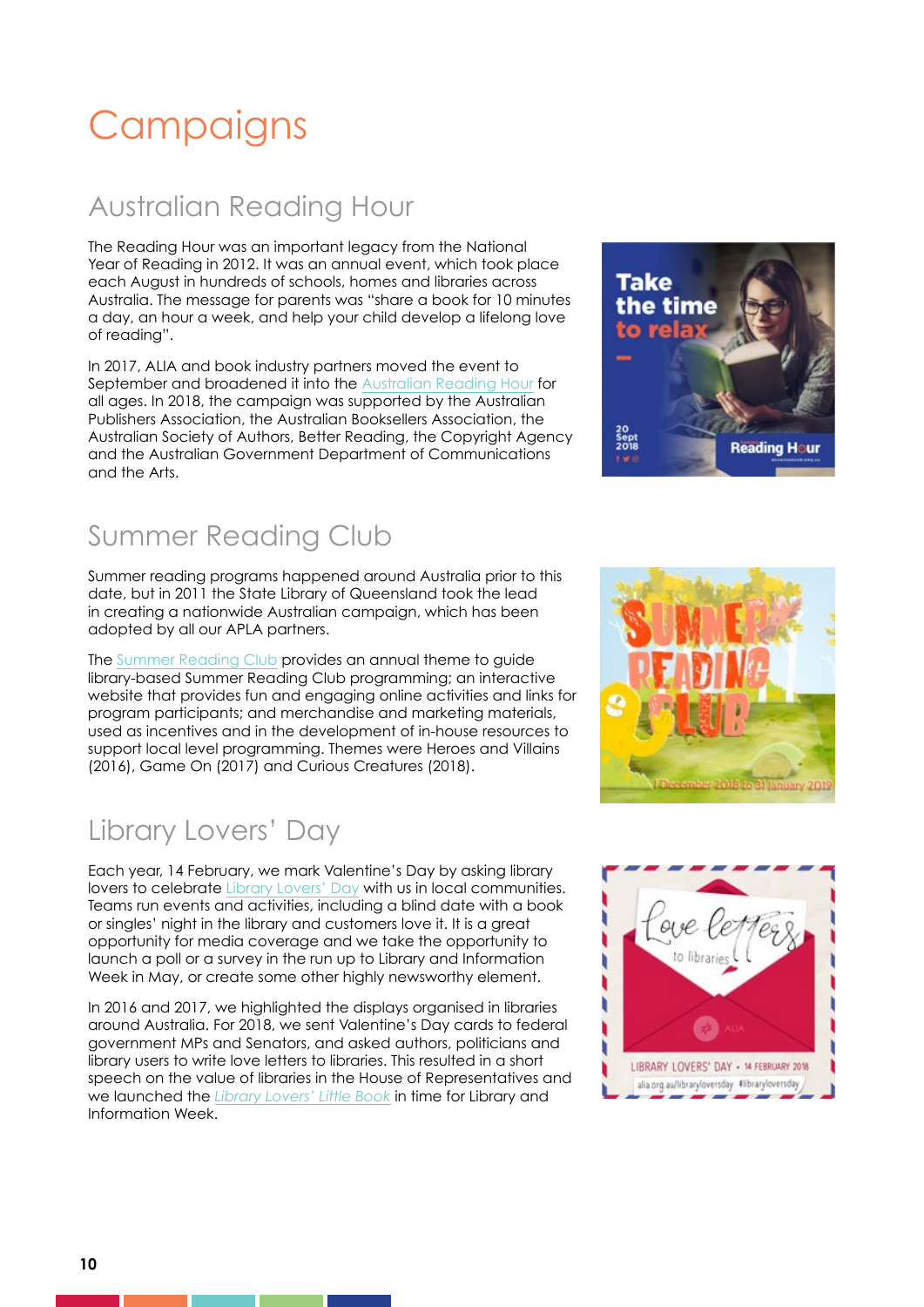# Campaigns

## Australian Reading Hour

The Reading Hour was an important legacy from the National Year of Reading in 2012. It was an annual event, which took place each August in hundreds of schools, homes and libraries across Australia. The message for parents was "share a book for 10 minutes a day, an hour a week, and help your child develop a lifelong love of reading".

In 2017, ALIA and book industry partners moved the event to September and broadened it into the Australian Reading Hour for all ages. In 2018, the campaign was supported by the Australian Publishers Association, the Australian Booksellers Association, the Australian Society of Authors, Better Reading, the Copyright Agency and the Australian Government Department of Communications and the Arts.

## Summer Reading Club

Summer reading programs happened around Australia prior to this date, but in 2011 the State Library of Queensland took the lead in creating a nationwide Australian campaign, which has been adopted by all our APLA partners.

The Summer Reading Club provides an annual theme to guide library-based Summer Reading Club programming; an interactive website that provides fun and engaging online activities and links for program participants; and merchandise and marketing materials, used as incentives and in the development of in-house resources to support local level programming. Themes were Heroes and Villains (2016), Game On (2017) and Curious Creatures (2018).

## Library Lovers' Day

Each year, 14 February, we mark Valentine's Day by asking library lovers to celebrate Library Lovers' Day with us in local communities. Teams run events and activities, including a blind date with a book or singles' night in the library and customers love it. It is a great opportunity for media coverage and we take the opportunity to launch a poll or a survey in the run up to Library and Information Week in May, or create some other highly newsworthy element.

In 2016 and 2017, we highlighted the displays organised in libraries around Australia. For 2018, we sent Valentine's Day cards to federal government MPs and Senators, and asked authors, politicians and library users to write love letters to libraries. This resulted in a short speech on the value of libraries in the House of Representatives and we launched the *Library Lovers' Little Book* in time for Library and Information Week.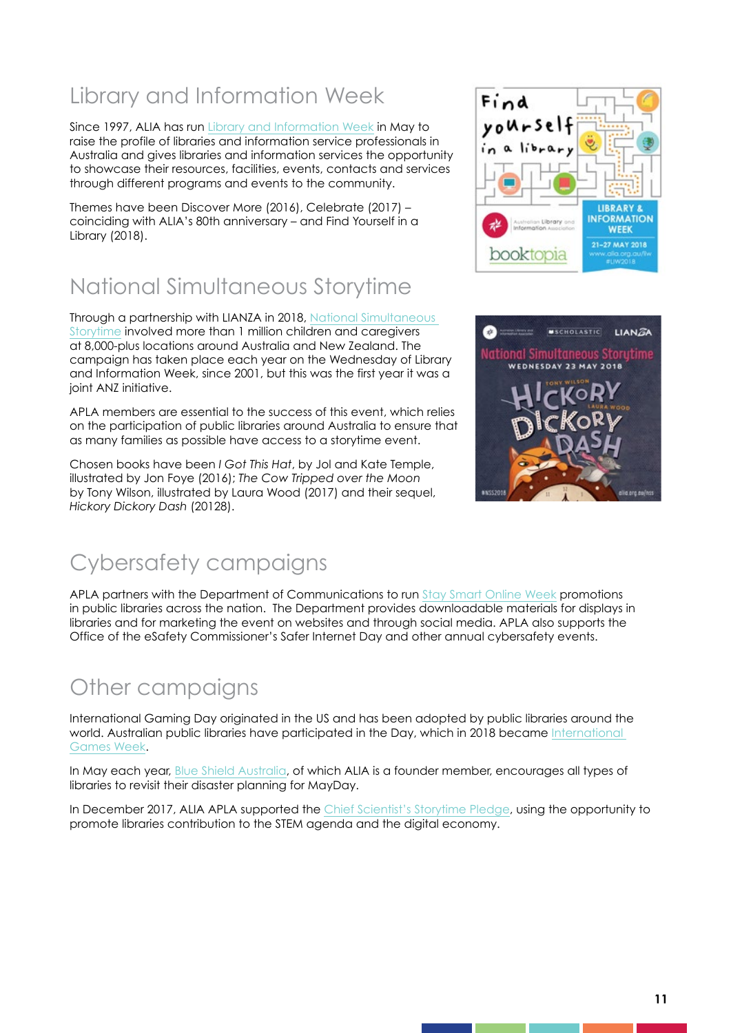## Library and Information Week

Since 1997, ALIA has run Library and Information Week in May to raise the profile of libraries and information service professionals in Australia and gives libraries and information services the opportunity to showcase their resources, facilities, events, contacts and services through different programs and events to the community.

Themes have been Discover More (2016), Celebrate (2017) – coinciding with ALIA's 80th anniversary – and Find Yourself in a Library (2018).

## National Simultaneous Storytime

Through a partnership with LIANZA in 2018, National Simultaneous Storytime involved more than 1 million children and caregivers at 8,000-plus locations around Australia and New Zealand. The campaign has taken place each year on the Wednesday of Library and Information Week, since 2001, but this was the first year it was a joint ANZ initiative.

APLA members are essential to the success of this event, which relies on the participation of public libraries around Australia to ensure that as many families as possible have access to a storytime event.

Chosen books have been *I Got This Hat*, by Jol and Kate Temple, illustrated by Jon Foye (2016); *The Cow Tripped over the Moon* by Tony Wilson, illustrated by Laura Wood (2017) and their sequel, *Hickory Dickory Dash* (20128).

## Cybersafety campaigns

APLA partners with the Department of Communications to run Stay Smart Online Week promotions in public libraries across the nation. The Department provides downloadable materials for displays in libraries and for marketing the event on websites and through social media. APLA also supports the Office of the eSafety Commissioner's Safer Internet Day and other annual cybersafety events.

## Other campaigns

International Gaming Day originated in the US and has been adopted by public libraries around the world. Australian public libraries have participated in the Day, which in 2018 became International Games Week.

In May each year, Blue Shield Australia, of which ALIA is a founder member, encourages all types of libraries to revisit their disaster planning for MayDay.

In December 2017, ALIA APLA supported the Chief Scientist's Storytime Pledge, using the opportunity to promote libraries contribution to the STEM agenda and the digital economy.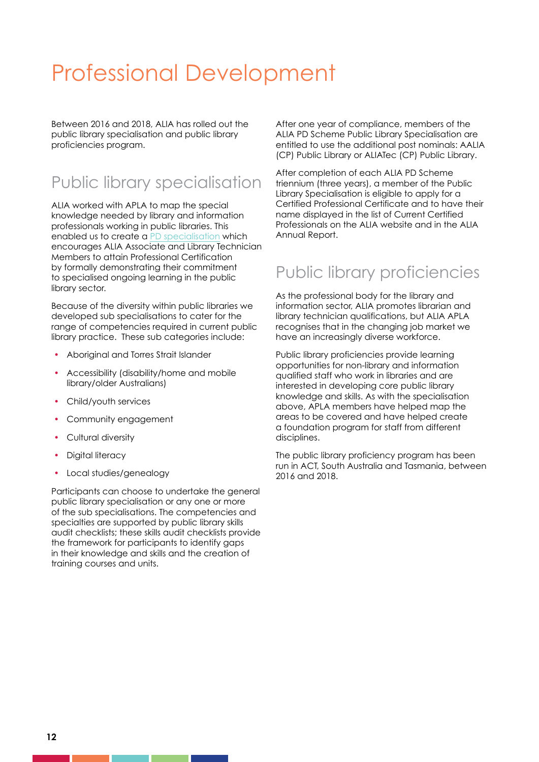# Professional Development

Between 2016 and 2018, ALIA has rolled out the public library specialisation and public library proficiencies program.

## Public library specialisation

ALIA worked with APLA to map the special knowledge needed by library and information professionals working in public libraries. This enabled us to create a PD specialisation which encourages ALIA Associate and Library Technician Members to attain Professional Certification by formally demonstrating their commitment to specialised ongoing learning in the public library sector.

Because of the diversity within public libraries we developed sub specialisations to cater for the range of competencies required in current public library practice. These sub categories include:

- Aboriginal and Torres Strait Islander
- Accessibility (disability/home and mobile library/older Australians)
- Child/youth services
- Community engagement
- Cultural diversity
- Digital literacy
- Local studies/genealogy

Participants can choose to undertake the general public library specialisation or any one or more of the sub specialisations. The competencies and specialties are supported by public library skills audit checklists; these skills audit checklists provide the framework for participants to identify gaps in their knowledge and skills and the creation of training courses and units.

After one year of compliance, members of the ALIA PD Scheme Public Library Specialisation are entitled to use the additional post nominals: AALIA (CP) Public Library or ALIATec (CP) Public Library.

After completion of each ALIA PD Scheme triennium (three years), a member of the Public Library Specialisation is eligible to apply for a Certified Professional Certificate and to have their name displayed in the list of Current Certified Professionals on the ALIA website and in the ALIA Annual Report.

## Public library proficiencies

As the professional body for the library and information sector, ALIA promotes librarian and library technician qualifications, but ALIA APLA recognises that in the changing job market we have an increasingly diverse workforce.

Public library proficiencies provide learning opportunities for non-library and information qualified staff who work in libraries and are interested in developing core public library knowledge and skills. As with the specialisation above, APLA members have helped map the areas to be covered and have helped create a foundation program for staff from different disciplines.

The public library proficiency program has been run in ACT, South Australia and Tasmania, between 2016 and 2018.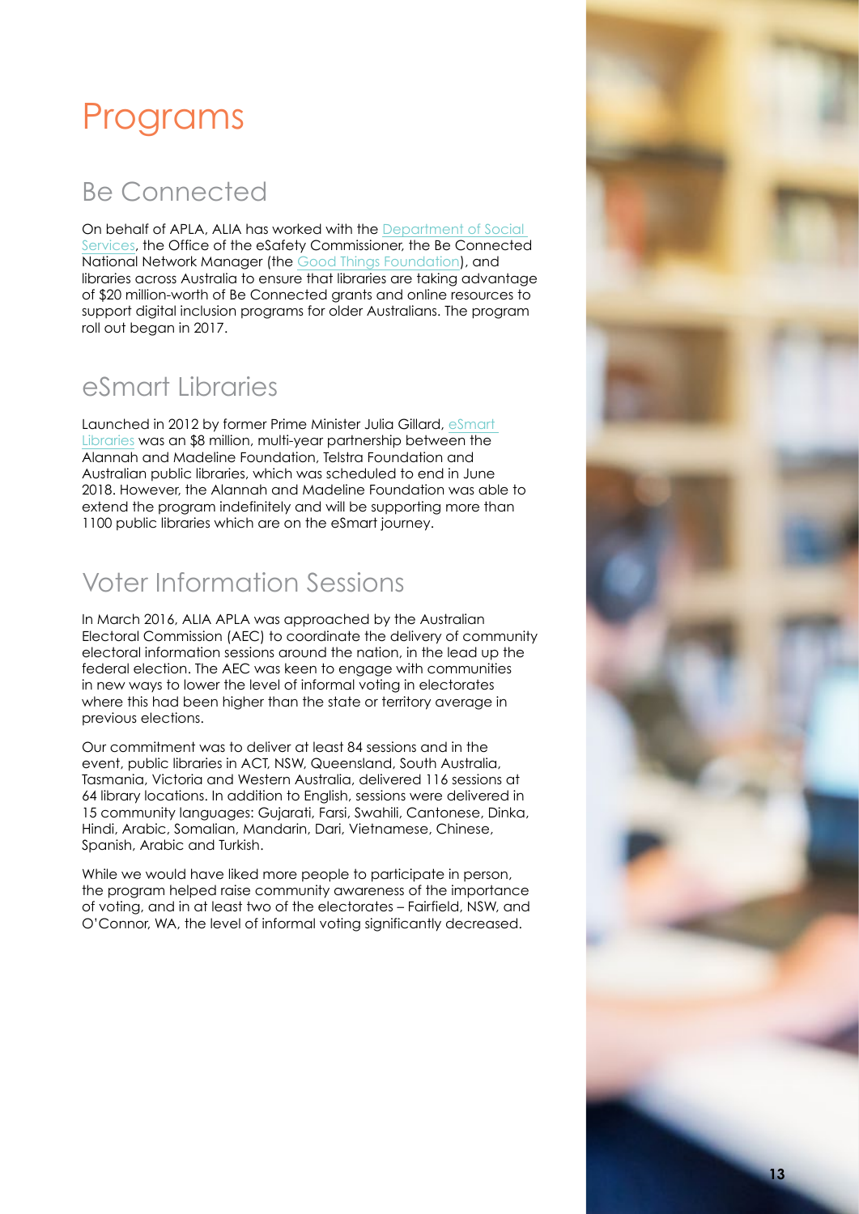# Programs

## Be Connected

On behalf of APLA, ALIA has worked with the Department of Social Services, the Office of the eSafety Commissioner, the Be Connected National Network Manager (the Good Things Foundation), and libraries across Australia to ensure that libraries are taking advantage of $20 million-worth of Be Connected grants and online resources to support digital inclusion programs for older Australians. The program roll out began in 2017.

## eSmart Libraries

Launched in 2012 by former Prime Minister Julia Gillard, eSmart Libraries was an $8 million, multi-year partnership between the Alannah and Madeline Foundation, Telstra Foundation and Australian public libraries, which was scheduled to end in June 2018. However, the Alannah and Madeline Foundation was able to extend the program indefinitely and will be supporting more than 1100 public libraries which are on the eSmart journey.

## Voter Information Sessions

In March 2016, ALIA APLA was approached by the Australian Electoral Commission (AEC) to coordinate the delivery of community electoral information sessions around the nation, in the lead up the federal election. The AEC was keen to engage with communities in new ways to lower the level of informal voting in electorates where this had been higher than the state or territory average in previous elections.

Our commitment was to deliver at least 84 sessions and in the event, public libraries in ACT, NSW, Queensland, South Australia, Tasmania, Victoria and Western Australia, delivered 116 sessions at 64 library locations. In addition to English, sessions were delivered in 15 community languages: Gujarati, Farsi, Swahili, Cantonese, Dinka, Hindi, Arabic, Somalian, Mandarin, Dari, Vietnamese, Chinese, Spanish, Arabic and Turkish.

While we would have liked more people to participate in person, the program helped raise community awareness of the importance of voting, and in at least two of the electorates – Fairfield, NSW, and O'Connor, WA, the level of informal voting significantly decreased.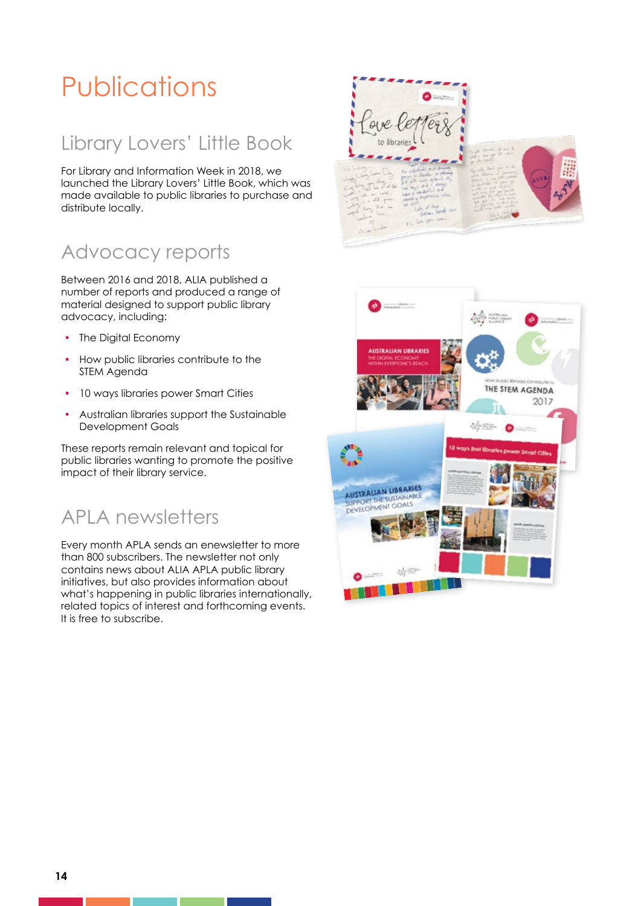# Publications

## Library Lovers' Little Book

For Library and Information Week in 2018, we launched the Library Lovers' Little Book, which was made available to public libraries to purchase and distribute locally.

## Advocacy reports

Between 2016 and 2018, ALIA published a number of reports and produced a range of material designed to support public library advocacy, including:

- The Digital Economy
- How public libraries contribute to the STEM Agenda
- 10 ways libraries power Smart Cities
- Australian libraries support the Sustainable Development Goals

These reports remain relevant and topical for public libraries wanting to promote the positive impact of their library service.

## APLA newsletters

Every month APLA sends an enewsletter to more than 800 subscribers. The newsletter not only contains news about ALIA APLA public library initiatives, but also provides information about what's happening in public libraries internationally, related topics of interest and forthcoming events. It is free to subscribe.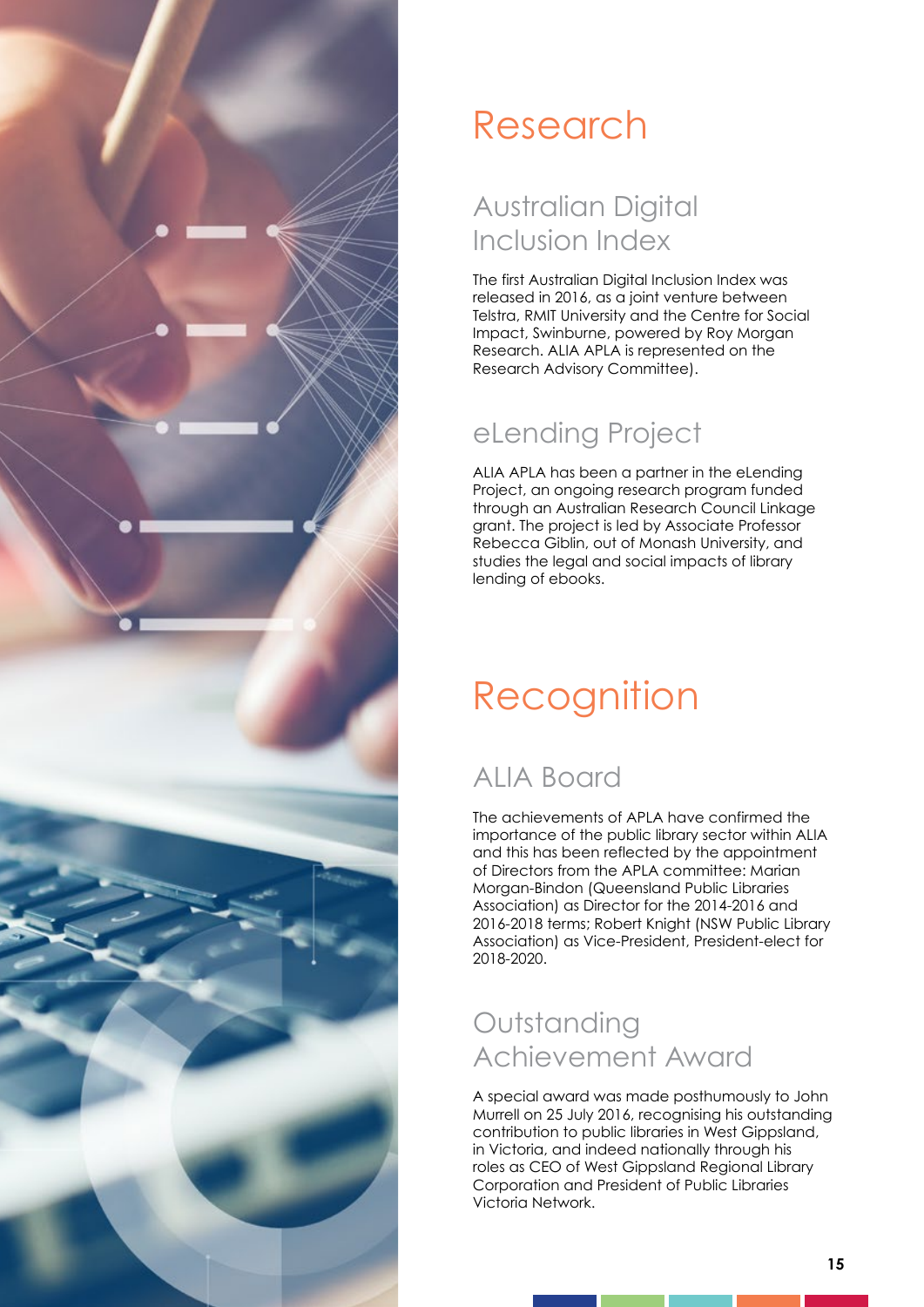# Research

## Australian Digital Inclusion Index

The first Australian Digital Inclusion Index was released in 2016, as a joint venture between Telstra, RMIT University and the Centre for Social Impact, Swinburne, powered by Roy Morgan Research. ALIA APLA is represented on the Research Advisory Committee).

## eLending Project

ALIA APLA has been a partner in the eLending Project, an ongoing research program funded through an Australian Research Council Linkage grant. The project is led by Associate Professor Rebecca Giblin, out of Monash University, and studies the legal and social impacts of library lending of ebooks.

# Recognition

## ALIA Board

The achievements of APLA have confirmed the importance of the public library sector within ALIA and this has been reflected by the appointment of Directors from the APLA committee: Marian Morgan-Bindon (Queensland Public Libraries Association) as Director for the 2014-2016 and 2016-2018 terms; Robert Knight (NSW Public Library Association) as Vice-President, President-elect for 2018-2020.

## Outstanding Achievement Award

A special award was made posthumously to John Murrell on 25 July 2016, recognising his outstanding contribution to public libraries in West Gippsland, in Victoria, and indeed nationally through his roles as CEO of West Gippsland Regional Library Corporation and President of Public Libraries Victoria Network.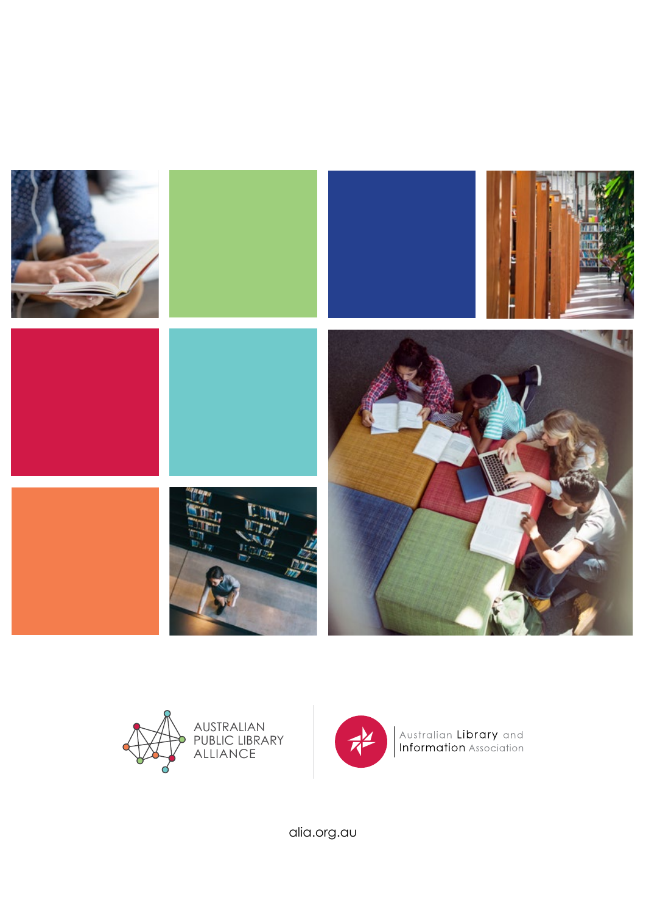AUSTRALIAN PUBLIC LIBRARY ALLIANCE

Australian Library and Information Association

alia.org.au